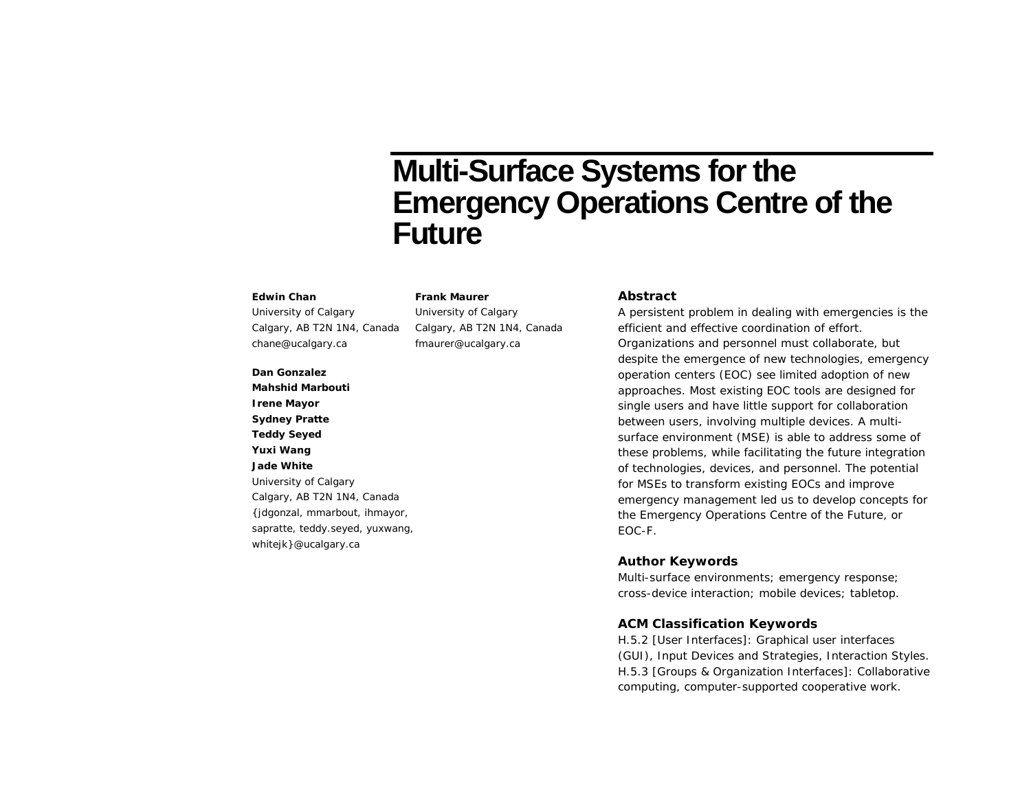# Multi-Surface Systems for the Emergency Operations Centre of the Future

**Edwin Chan**
University of Calgary
Calgary, AB T2N 1N4, Canada
chane@ucalgary.ca

**Frank Maurer**
University of Calgary
Calgary, AB T2N 1N4, Canada
fmaurer@ucalgary.ca

**Dan Gonzalez**
**Mahshid Marbouti**
**Irene Mayor**
**Sydney Pratte**
**Teddy Seyed**
**Yuxi Wang**
**Jade White**
University of Calgary
Calgary, AB T2N 1N4, Canada
{jdgonzal, mmarbout, ihmayor, sapratte, teddy.seyed, yuxwang, whitejk}@ucalgary.ca

## Abstract

A persistent problem in dealing with emergencies is the efficient and effective coordination of effort. Organizations and personnel must collaborate, but despite the emergence of new technologies, emergency operation centers (EOC) see limited adoption of new approaches. Most existing EOC tools are designed for single users and have little support for collaboration between users, involving multiple devices. A multi-surface environment (MSE) is able to address some of these problems, while facilitating the future integration of technologies, devices, and personnel. The potential for MSEs to transform existing EOCs and improve emergency management led us to develop concepts for the Emergency Operations Centre of the Future, or EOC-F.

## Author Keywords

Multi-surface environments; emergency response; cross-device interaction; mobile devices; tabletop.

## ACM Classification Keywords

H.5.2 [User Interfaces]: Graphical user interfaces (GUI), Input Devices and Strategies, Interaction Styles. H.5.3 [Groups & Organization Interfaces]: Collaborative computing, computer-supported cooperative work.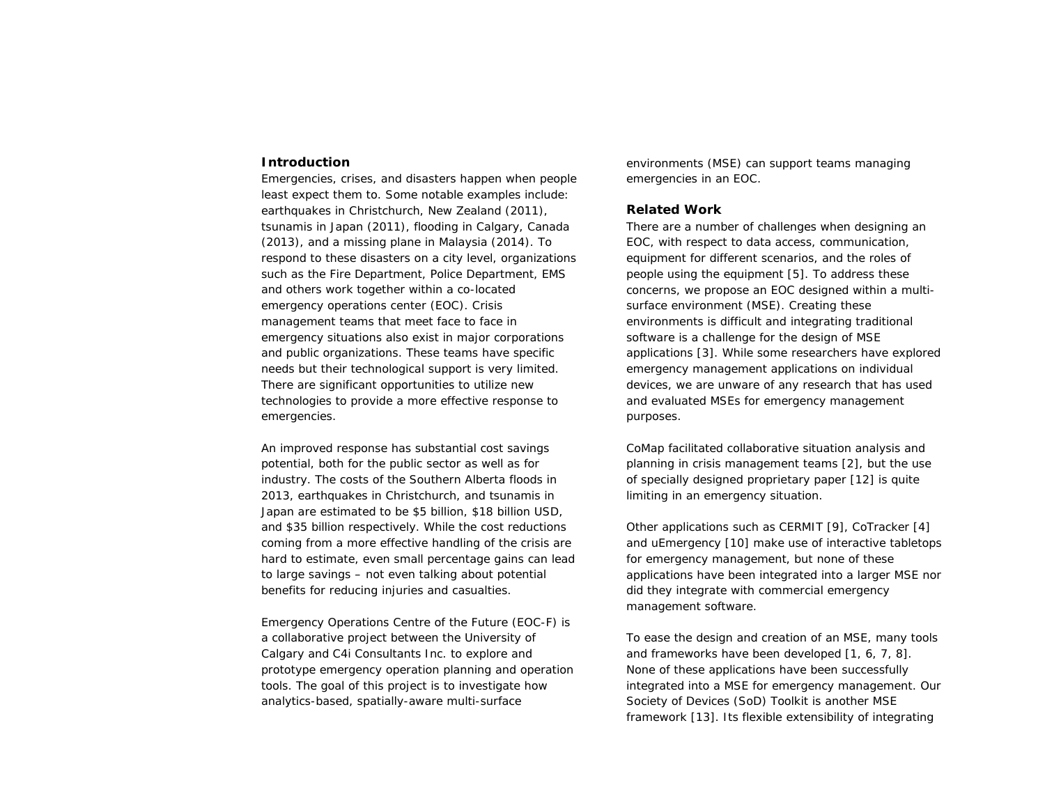## Introduction

Emergencies, crises, and disasters happen when people least expect them to. Some notable examples include: earthquakes in Christchurch, New Zealand (2011), tsunamis in Japan (2011), flooding in Calgary, Canada (2013), and a missing plane in Malaysia (2014). To respond to these disasters on a city level, organizations such as the Fire Department, Police Department, EMS and others work together within a co-located emergency operations center (EOC). Crisis management teams that meet face to face in emergency situations also exist in major corporations and public organizations. These teams have specific needs but their technological support is very limited. There are significant opportunities to utilize new technologies to provide a more effective response to emergencies.

An improved response has substantial cost savings potential, both for the public sector as well as for industry. The costs of the Southern Alberta floods in 2013, earthquakes in Christchurch, and tsunamis in Japan are estimated to be $5 billion, $18 billion USD, and $35 billion respectively. While the cost reductions coming from a more effective handling of the crisis are hard to estimate, even small percentage gains can lead to large savings – not even talking about potential benefits for reducing injuries and casualties.

Emergency Operations Centre of the Future (EOC-F) is a collaborative project between the University of Calgary and C4i Consultants Inc. to explore and prototype emergency operation planning and operation tools. The goal of this project is to investigate how analytics-based, spatially-aware multi-surface environments (MSE) can support teams managing emergencies in an EOC.

## Related Work

There are a number of challenges when designing an EOC, with respect to data access, communication, equipment for different scenarios, and the roles of people using the equipment [5]. To address these concerns, we propose an EOC designed within a multi-surface environment (MSE). Creating these environments is difficult and integrating traditional software is a challenge for the design of MSE applications [3]. While some researchers have explored emergency management applications on individual devices, we are unware of any research that has used and evaluated MSEs for emergency management purposes.

CoMap facilitated collaborative situation analysis and planning in crisis management teams [2], but the use of specially designed proprietary paper [12] is quite limiting in an emergency situation.

Other applications such as CERMIT [9], CoTracker [4] and uEmergency [10] make use of interactive tabletops for emergency management, but none of these applications have been integrated into a larger MSE nor did they integrate with commercial emergency management software.

To ease the design and creation of an MSE, many tools and frameworks have been developed [1, 6, 7, 8]. None of these applications have been successfully integrated into a MSE for emergency management. Our Society of Devices (SoD) Toolkit is another MSE framework [13]. Its flexible extensibility of integrating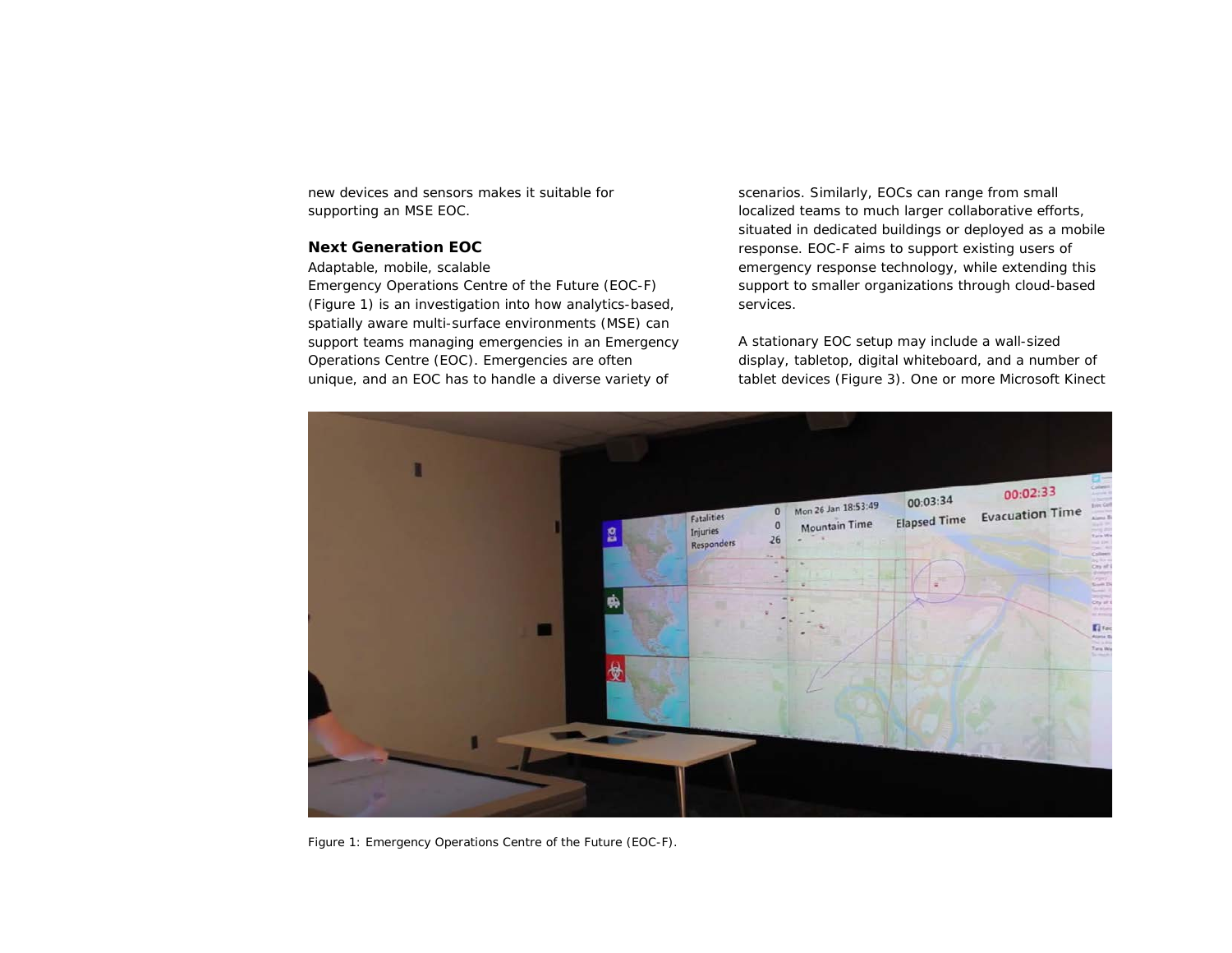new devices and sensors makes it suitable for supporting an MSE EOC.

### Next Generation EOC

Adaptable, mobile, scalable

Emergency Operations Centre of the Future (EOC-F) (Figure 1) is an investigation into how analytics-based, spatially aware multi-surface environments (MSE) can support teams managing emergencies in an Emergency Operations Centre (EOC). Emergencies are often unique, and an EOC has to handle a diverse variety of scenarios. Similarly, EOCs can range from small localized teams to much larger collaborative efforts, situated in dedicated buildings or deployed as a mobile response. EOC-F aims to support existing users of emergency response technology, while extending this support to smaller organizations through cloud-based services.

A stationary EOC setup may include a wall-sized display, tabletop, digital whiteboard, and a number of tablet devices (Figure 3). One or more Microsoft Kinect

Figure 1: Emergency Operations Centre of the Future (EOC-F).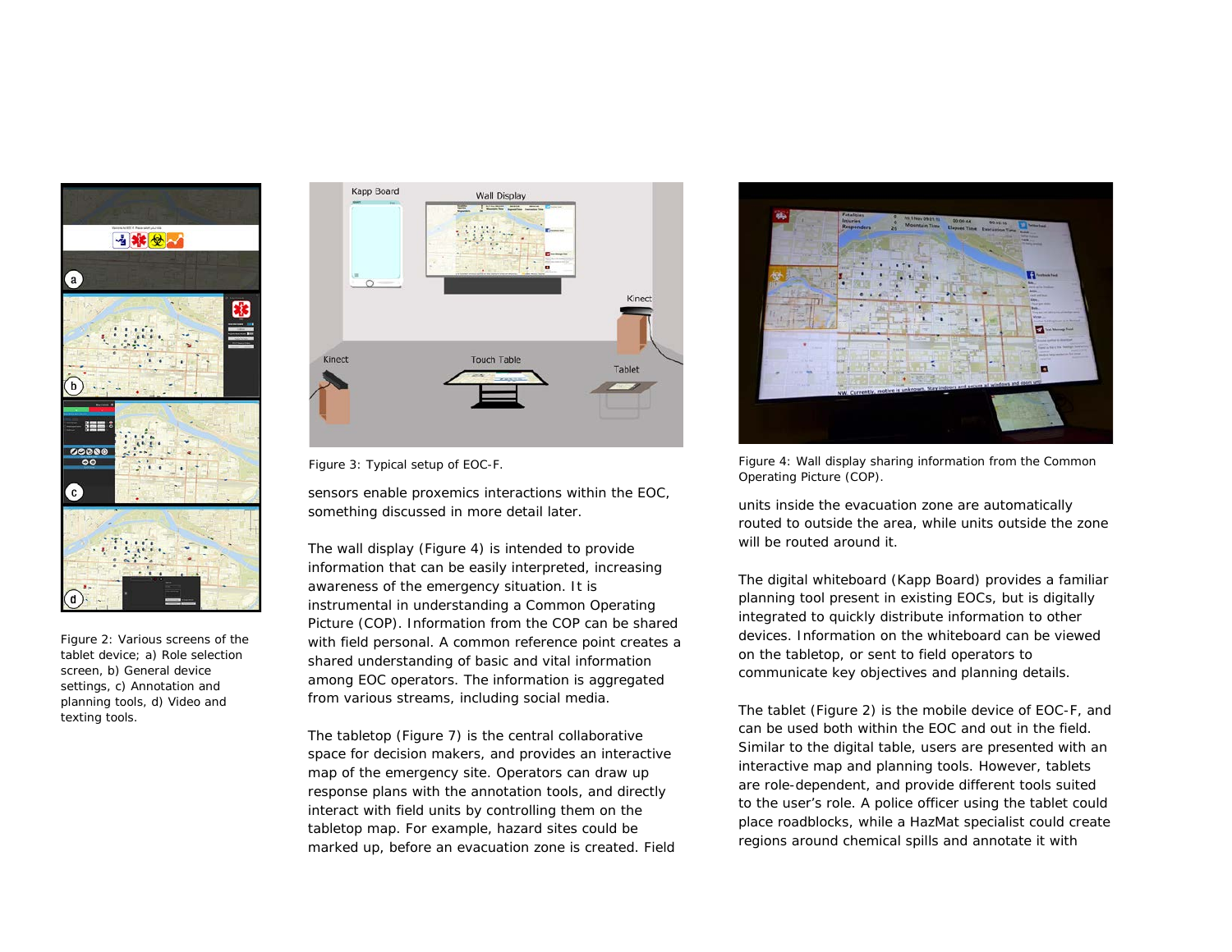Figure 2: Various screens of the tablet device; a) Role selection screen, b) General device settings, c) Annotation and planning tools, d) Video and texting tools.

Figure 3: Typical setup of EOC-F.

sensors enable proxemics interactions within the EOC, something discussed in more detail later.

The wall display (Figure 4) is intended to provide information that can be easily interpreted, increasing awareness of the emergency situation. It is instrumental in understanding a Common Operating Picture (COP). Information from the COP can be shared with field personal. A common reference point creates a shared understanding of basic and vital information among EOC operators. The information is aggregated from various streams, including social media.

The tabletop (Figure 7) is the central collaborative space for decision makers, and provides an interactive map of the emergency site. Operators can draw up response plans with the annotation tools, and directly interact with field units by controlling them on the tabletop map. For example, hazard sites could be marked up, before an evacuation zone is created. Field units inside the evacuation zone are automatically routed to outside the area, while units outside the zone will be routed around it.

Figure 4: Wall display sharing information from the Common Operating Picture (COP).

The digital whiteboard (Kapp Board) provides a familiar planning tool present in existing EOCs, but is digitally integrated to quickly distribute information to other devices. Information on the whiteboard can be viewed on the tabletop, or sent to field operators to communicate key objectives and planning details.

The tablet (Figure 2) is the mobile device of EOC-F, and can be used both within the EOC and out in the field. Similar to the digital table, users are presented with an interactive map and planning tools. However, tablets are role-dependent, and provide different tools suited to the user's role. A police officer using the tablet could place roadblocks, while a HazMat specialist could create regions around chemical spills and annotate it with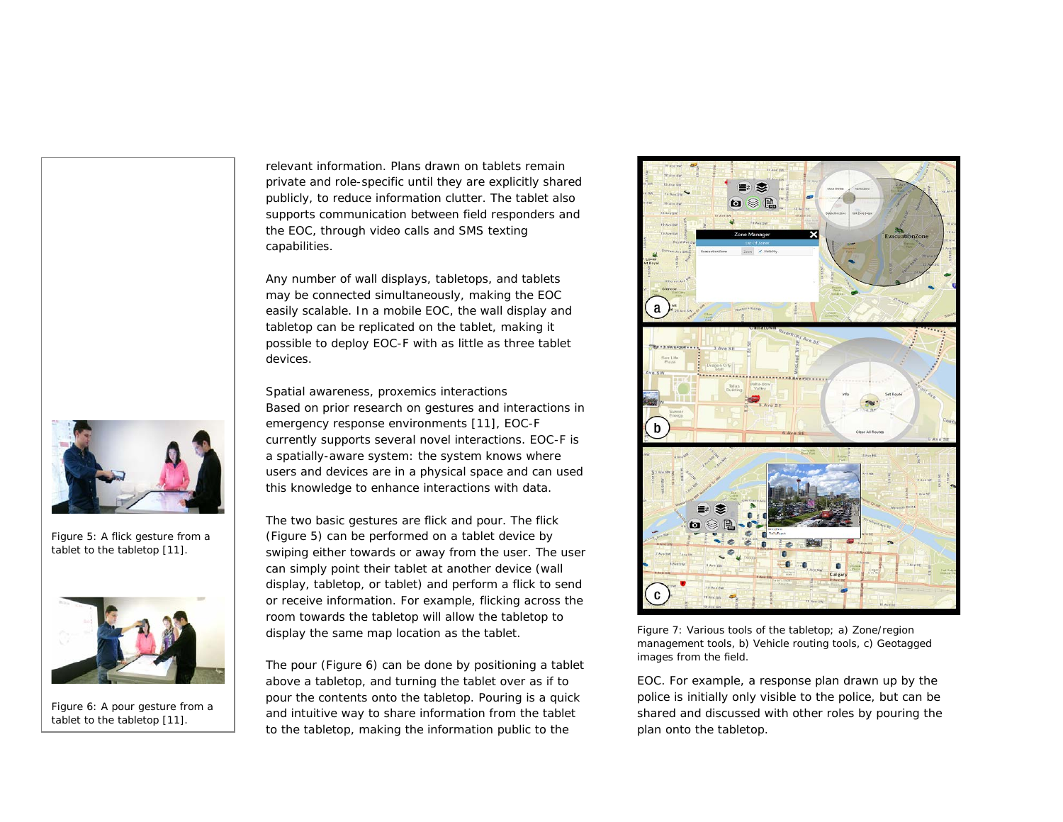relevant information. Plans drawn on tablets remain private and role-specific until they are explicitly shared publicly, to reduce information clutter. The tablet also supports communication between field responders and the EOC, through video calls and SMS texting capabilities.

Any number of wall displays, tabletops, and tablets may be connected simultaneously, making the EOC easily scalable. In a mobile EOC, the wall display and tabletop can be replicated on the tablet, making it possible to deploy EOC-F with as little as three tablet devices.

## Spatial awareness, proxemics interactions

Based on prior research on gestures and interactions in emergency response environments [11], EOC-F currently supports several novel interactions. EOC-F is a spatially-aware system: the system knows where users and devices are in a physical space and can used this knowledge to enhance interactions with data.

The two basic gestures are flick and pour. The flick (Figure 5) can be performed on a tablet device by swiping either towards or away from the user. The user can simply point their tablet at another device (wall display, tabletop, or tablet) and perform a flick to send or receive information. For example, flicking across the room towards the tabletop will allow the tabletop to display the same map location as the tablet.

The pour (Figure 6) can be done by positioning a tablet above a tabletop, and turning the tablet over as if to pour the contents onto the tabletop. Pouring is a quick and intuitive way to share information from the tablet to the tabletop, making the information public to the EOC. For example, a response plan drawn up by the police is initially only visible to the police, but can be shared and discussed with other roles by pouring the plan onto the tabletop.

Figure 5: A flick gesture from a tablet to the tabletop [11].

Figure 6: A pour gesture from a tablet to the tabletop [11].

Figure 7: Various tools of the tabletop; a) Zone/region management tools, b) Vehicle routing tools, c) Geotagged images from the field.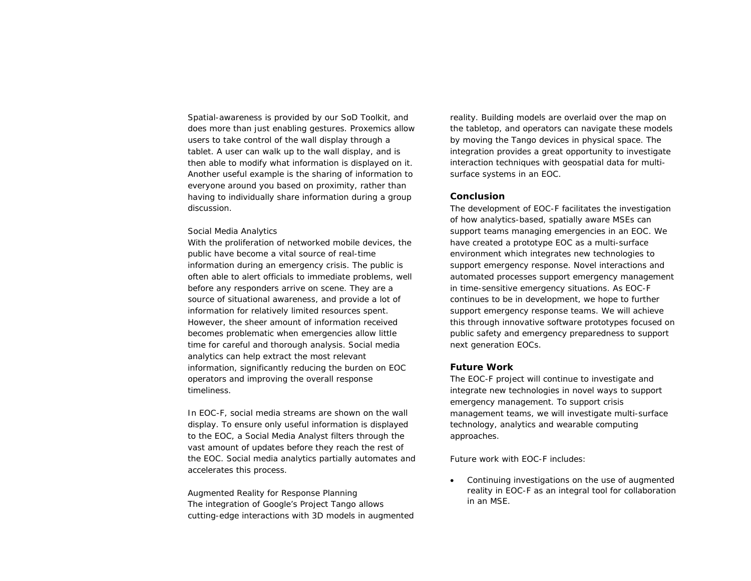Spatial-awareness is provided by our SoD Toolkit, and does more than just enabling gestures. Proxemics allow users to take control of the wall display through a tablet. A user can walk up to the wall display, and is then able to modify what information is displayed on it. Another useful example is the sharing of information to everyone around you based on proximity, rather than having to individually share information during a group discussion.

Social Media Analytics

With the proliferation of networked mobile devices, the public have become a vital source of real-time information during an emergency crisis. The public is often able to alert officials to immediate problems, well before any responders arrive on scene. They are a source of situational awareness, and provide a lot of information for relatively limited resources spent. However, the sheer amount of information received becomes problematic when emergencies allow little time for careful and thorough analysis. Social media analytics can help extract the most relevant information, significantly reducing the burden on EOC operators and improving the overall response timeliness.

In EOC-F, social media streams are shown on the wall display. To ensure only useful information is displayed to the EOC, a Social Media Analyst filters through the vast amount of updates before they reach the rest of the EOC. Social media analytics partially automates and accelerates this process.

Augmented Reality for Response Planning

The integration of Google's Project Tango allows cutting-edge interactions with 3D models in augmented reality. Building models are overlaid over the map on the tabletop, and operators can navigate these models by moving the Tango devices in physical space. The integration provides a great opportunity to investigate interaction techniques with geospatial data for multi-surface systems in an EOC.

## Conclusion

The development of EOC-F facilitates the investigation of how analytics-based, spatially aware MSEs can support teams managing emergencies in an EOC. We have created a prototype EOC as a multi-surface environment which integrates new technologies to support emergency response. Novel interactions and automated processes support emergency management in time-sensitive emergency situations. As EOC-F continues to be in development, we hope to further support emergency response teams. We will achieve this through innovative software prototypes focused on public safety and emergency preparedness to support next generation EOCs.

## Future Work

The EOC-F project will continue to investigate and integrate new technologies in novel ways to support emergency management. To support crisis management teams, we will investigate multi-surface technology, analytics and wearable computing approaches.

Future work with EOC-F includes:

- Continuing investigations on the use of augmented reality in EOC-F as an integral tool for collaboration in an MSE.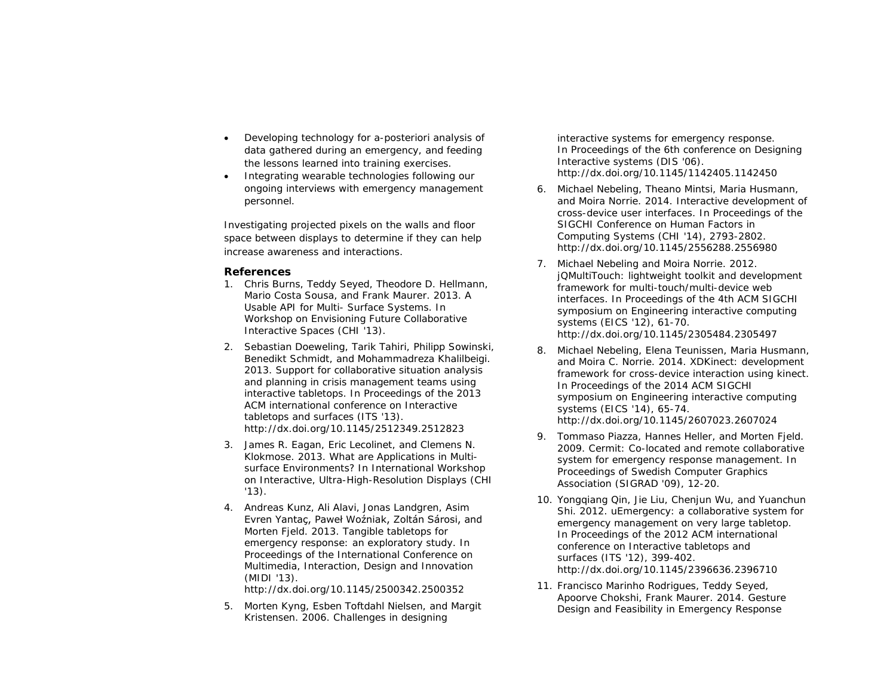- Developing technology for a-posteriori analysis of data gathered during an emergency, and feeding the lessons learned into training exercises.
- Integrating wearable technologies following our ongoing interviews with emergency management personnel.

Investigating projected pixels on the walls and floor space between displays to determine if they can help increase awareness and interactions.

## References

1. Chris Burns, Teddy Seyed, Theodore D. Hellmann, Mario Costa Sousa, and Frank Maurer. 2013. A Usable API for Multi- Surface Systems. In Workshop on Envisioning Future Collaborative Interactive Spaces (CHI '13).
2. Sebastian Doeweling, Tarik Tahiri, Philipp Sowinski, Benedikt Schmidt, and Mohammadreza Khalilbeigi. 2013. Support for collaborative situation analysis and planning in crisis management teams using interactive tabletops. In Proceedings of the 2013 ACM international conference on Interactive tabletops and surfaces (ITS '13). http://dx.doi.org/10.1145/2512349.2512823
3. James R. Eagan, Eric Lecolinet, and Clemens N. Klokmose. 2013. What are Applications in Multi-surface Environments? In International Workshop on Interactive, Ultra-High-Resolution Displays (CHI '13).
4. Andreas Kunz, Ali Alavi, Jonas Landgren, Asim Evren Yantaç, Paweł Woźniak, Zoltán Sárosi, and Morten Fjeld. 2013. Tangible tabletops for emergency response: an exploratory study. In Proceedings of the International Conference on Multimedia, Interaction, Design and Innovation (MIDI '13). http://dx.doi.org/10.1145/2500342.2500352
5. Morten Kyng, Esben Toftdahl Nielsen, and Margit Kristensen. 2006. Challenges in designing interactive systems for emergency response. In Proceedings of the 6th conference on Designing Interactive systems (DIS '06). http://dx.doi.org/10.1145/1142405.1142450
6. Michael Nebeling, Theano Mintsi, Maria Husmann, and Moira Norrie. 2014. Interactive development of cross-device user interfaces. In Proceedings of the SIGCHI Conference on Human Factors in Computing Systems (CHI '14), 2793-2802. http://dx.doi.org/10.1145/2556288.2556980
7. Michael Nebeling and Moira Norrie. 2012. jQMultiTouch: lightweight toolkit and development framework for multi-touch/multi-device web interfaces. In Proceedings of the 4th ACM SIGCHI symposium on Engineering interactive computing systems (EICS '12), 61-70. http://dx.doi.org/10.1145/2305484.2305497
8. Michael Nebeling, Elena Teunissen, Maria Husmann, and Moira C. Norrie. 2014. XDKinect: development framework for cross-device interaction using kinect. In Proceedings of the 2014 ACM SIGCHI symposium on Engineering interactive computing systems (EICS '14), 65-74. http://dx.doi.org/10.1145/2607023.2607024
9. Tommaso Piazza, Hannes Heller, and Morten Fjeld. 2009. Cermit: Co-located and remote collaborative system for emergency response management. In Proceedings of Swedish Computer Graphics Association (SIGRAD '09), 12-20.
10. Yongqiang Qin, Jie Liu, Chenjun Wu, and Yuanchun Shi. 2012. uEmergency: a collaborative system for emergency management on very large tabletop. In Proceedings of the 2012 ACM international conference on Interactive tabletops and surfaces (ITS '12), 399-402. http://dx.doi.org/10.1145/2396636.2396710
11. Francisco Marinho Rodrigues, Teddy Seyed, Apoorve Chokshi, Frank Maurer. 2014. Gesture Design and Feasibility in Emergency Response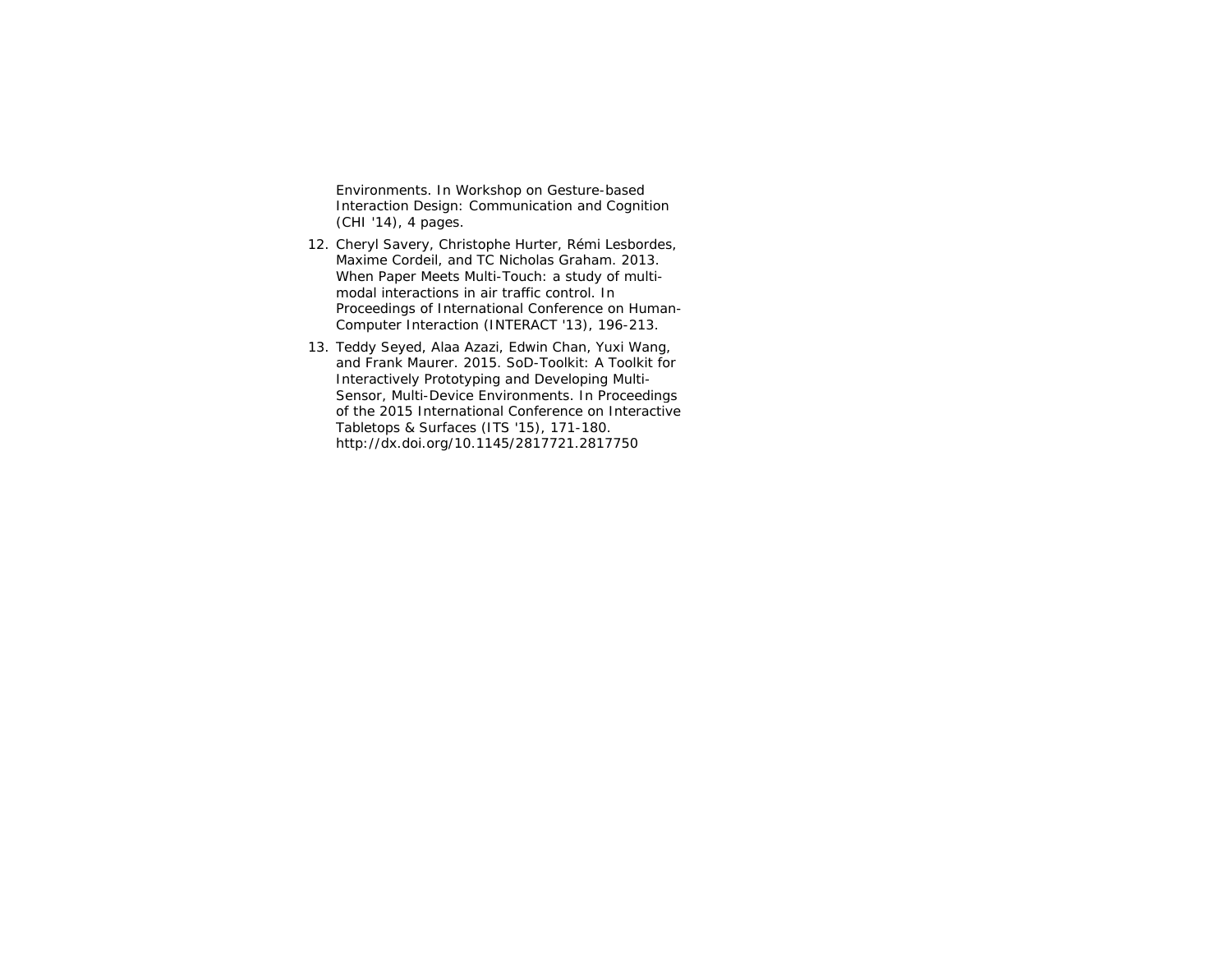Environments. In Workshop on Gesture-based Interaction Design: Communication and Cognition (CHI '14), 4 pages.

12. Cheryl Savery, Christophe Hurter, Rémi Lesbordes, Maxime Cordeil, and TC Nicholas Graham. 2013. When Paper Meets Multi-Touch: a study of multi-modal interactions in air traffic control. In Proceedings of International Conference on Human-Computer Interaction (INTERACT '13), 196-213.
13. Teddy Seyed, Alaa Azazi, Edwin Chan, Yuxi Wang, and Frank Maurer. 2015. SoD-Toolkit: A Toolkit for Interactively Prototyping and Developing Multi-Sensor, Multi-Device Environments. In Proceedings of the 2015 International Conference on Interactive Tabletops & Surfaces (ITS '15), 171-180. http://dx.doi.org/10.1145/2817721.2817750